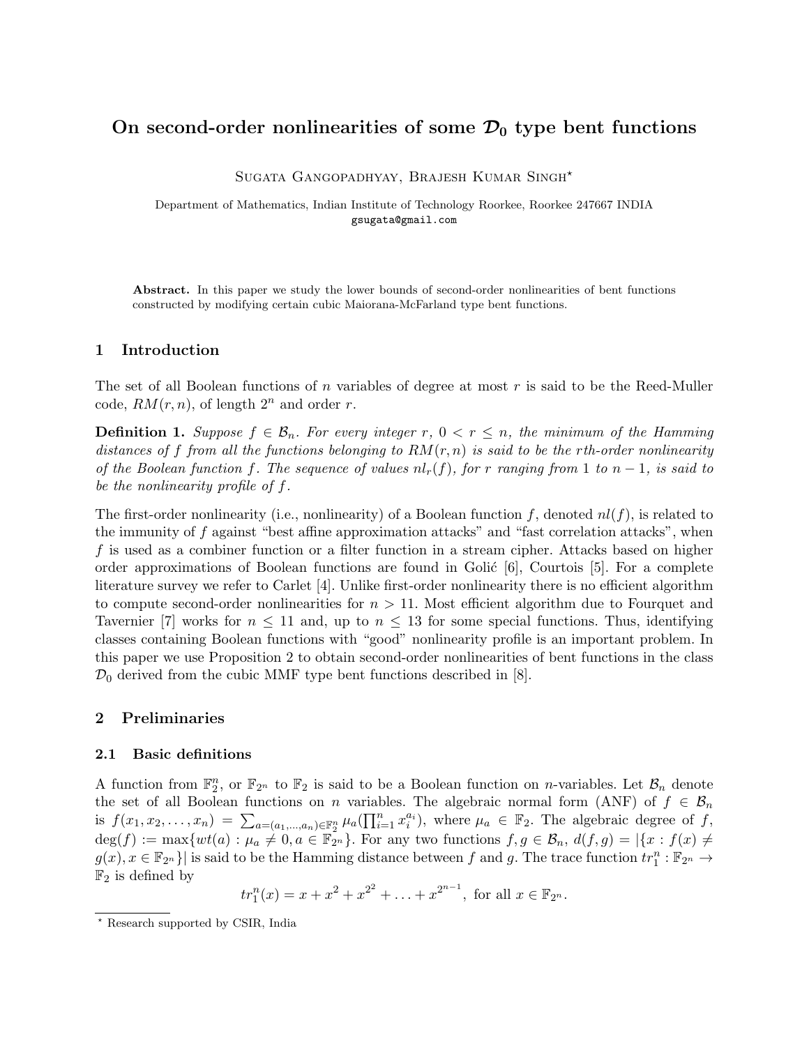# On second-order nonlinearities of some $\mathcal{D}_0$ type bent functions

Sugata Gangopadhyay, Brajesh Kumar Singh*

Department of Mathematics, Indian Institute of Technology Roorkee, Roorkee 247667 INDIA
gsugata@gmail.com

**Abstract.** In this paper we study the lower bounds of second-order nonlinearities of bent functions constructed by modifying certain cubic Maiorana-McFarland type bent functions.

## 1 Introduction

The set of all Boolean functions of $n$ variables of degree at most $r$ is said to be the Reed-Muller code, $RM(r, n)$, of length $2^n$ and order $r$.

**Definition 1.** *Suppose $f \in \mathcal{B}_n$. For every integer $r$, $0 < r \leq n$, the minimum of the Hamming distances of $f$ from all the functions belonging to $RM(r, n)$ is said to be the $r$th-order nonlinearity of the Boolean function $f$. The sequence of values $nl_r(f)$, for $r$ ranging from $1$ to $n-1$, is said to be the nonlinearity profile of $f$.*

The first-order nonlinearity (i.e., nonlinearity) of a Boolean function $f$, denoted $nl(f)$, is related to the immunity of $f$ against "best affine approximation attacks" and "fast correlation attacks", when $f$ is used as a combiner function or a filter function in a stream cipher. Attacks based on higher order approximations of Boolean functions are found in Golić [6], Courtois [5]. For a complete literature survey we refer to Carlet [4]. Unlike first-order nonlinearity there is no efficient algorithm to compute second-order nonlinearities for $n > 11$. Most efficient algorithm due to Fourquet and Tavernier [7] works for $n \leq 11$ and, up to $n \leq 13$ for some special functions. Thus, identifying classes containing Boolean functions with "good" nonlinearity profile is an important problem. In this paper we use Proposition 2 to obtain second-order nonlinearities of bent functions in the class $\mathcal{D}_0$ derived from the cubic MMF type bent functions described in [8].

## 2 Preliminaries

### 2.1 Basic definitions

A function from $\mathbb{F}_2^n$, or $\mathbb{F}_{2^n}$ to $\mathbb{F}_2$ is said to be a Boolean function on $n$-variables. Let $\mathcal{B}_n$ denote the set of all Boolean functions on $n$ variables. The algebraic normal form (ANF) of $f \in \mathcal{B}_n$ is $f(x_1, x_2, \ldots, x_n) = \sum_{a=(a_1,\ldots,a_n)\in\mathbb{F}_2^n} \mu_a(\prod_{i=1}^{n} x_i^{a_i})$, where $\mu_a \in \mathbb{F}_2$. The algebraic degree of $f$, $\deg(f) := \max\{wt(a) : \mu_a \neq 0, a \in \mathbb{F}_{2^n}\}$. For any two functions $f, g \in \mathcal{B}_n$, $d(f, g) = |\{x : f(x) \neq g(x), x \in \mathbb{F}_{2^n}\}|$ is said to be the Hamming distance between $f$ and $g$. The trace function $tr_1^n : \mathbb{F}_{2^n} \to \mathbb{F}_2$ is defined by

$$tr_1^n(x) = x + x^2 + x^{2^2} + \ldots + x^{2^{n-1}}, \text{ for all } x \in \mathbb{F}_{2^n}.$$

* Research supported by CSIR, India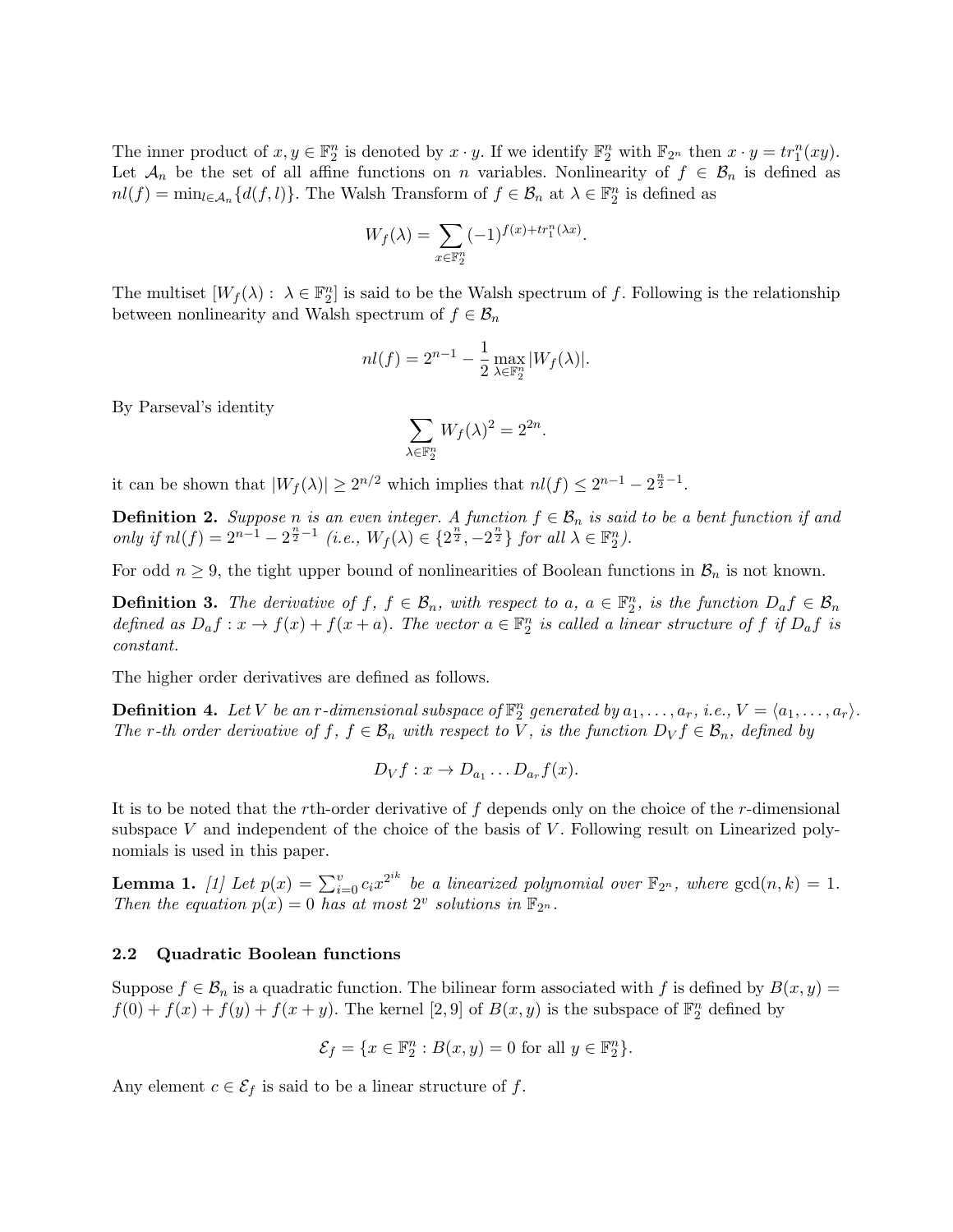The inner product of $x, y \in \mathbb{F}_2^n$ is denoted by $x \cdot y$. If we identify $\mathbb{F}_2^n$ with $\mathbb{F}_{2^n}$ then $x \cdot y = tr_1^n(xy)$. Let $\mathcal{A}_n$ be the set of all affine functions on $n$ variables. Nonlinearity of $f \in \mathcal{B}_n$ is defined as $nl(f) = \min_{l \in \mathcal{A}_n}\{d(f,l)\}$. The Walsh Transform of $f \in \mathcal{B}_n$ at $\lambda \in \mathbb{F}_2^n$ is defined as

$$W_f(\lambda) = \sum_{x \in \mathbb{F}_2^n} (-1)^{f(x) + tr_1^n(\lambda x)}.$$

The multiset $[W_f(\lambda) : \lambda \in \mathbb{F}_2^n]$ is said to be the Walsh spectrum of $f$. Following is the relationship between nonlinearity and Walsh spectrum of $f \in \mathcal{B}_n$

$$nl(f) = 2^{n-1} - \frac{1}{2} \max_{\lambda \in \mathbb{F}_2^n} |W_f(\lambda)|.$$

By Parseval's identity

$$\sum_{\lambda \in \mathbb{F}_2^n} W_f(\lambda)^2 = 2^{2n}.$$

it can be shown that $|W_f(\lambda)| \geq 2^{n/2}$ which implies that $nl(f) \leq 2^{n-1} - 2^{\frac{n}{2}-1}$.

**Definition 2.** *Suppose $n$ is an even integer. A function $f \in \mathcal{B}_n$ is said to be a bent function if and only if $nl(f) = 2^{n-1} - 2^{\frac{n}{2}-1}$ (i.e., $W_f(\lambda) \in \{2^{\frac{n}{2}}, -2^{\frac{n}{2}}\}$ for all $\lambda \in \mathbb{F}_2^n$).*

For odd $n \geq 9$, the tight upper bound of nonlinearities of Boolean functions in $\mathcal{B}_n$ is not known.

**Definition 3.** *The derivative of $f$, $f \in \mathcal{B}_n$, with respect to $a$, $a \in \mathbb{F}_2^n$, is the function $D_a f \in \mathcal{B}_n$ defined as $D_a f : x \to f(x) + f(x+a)$. The vector $a \in \mathbb{F}_2^n$ is called a linear structure of $f$ if $D_a f$ is constant.*

The higher order derivatives are defined as follows.

**Definition 4.** *Let $V$ be an $r$-dimensional subspace of $\mathbb{F}_2^n$ generated by $a_1, \ldots, a_r$, i.e., $V = \langle a_1, \ldots, a_r \rangle$. The $r$-th order derivative of $f$, $f \in \mathcal{B}_n$ with respect to $V$, is the function $D_V f \in \mathcal{B}_n$, defined by*

$$D_V f : x \to D_{a_1} \ldots D_{a_r} f(x).$$

It is to be noted that the $r$th-order derivative of $f$ depends only on the choice of the $r$-dimensional subspace $V$ and independent of the choice of the basis of $V$. Following result on Linearized polynomials is used in this paper.

**Lemma 1.** *[1] Let $p(x) = \sum_{i=0}^{v} c_i x^{2^{ik}}$ be a linearized polynomial over $\mathbb{F}_{2^n}$, where $\gcd(n,k) = 1$. Then the equation $p(x) = 0$ has at most $2^v$ solutions in $\mathbb{F}_{2^n}$.*

### 2.2 Quadratic Boolean functions

Suppose $f \in \mathcal{B}_n$ is a quadratic function. The bilinear form associated with $f$ is defined by $B(x,y) = f(0) + f(x) + f(y) + f(x+y)$. The kernel [2, 9] of $B(x,y)$ is the subspace of $\mathbb{F}_2^n$ defined by

$$\mathcal{E}_f = \{x \in \mathbb{F}_2^n : B(x,y) = 0 \text{ for all } y \in \mathbb{F}_2^n\}.$$

Any element $c \in \mathcal{E}_f$ is said to be a linear structure of $f$.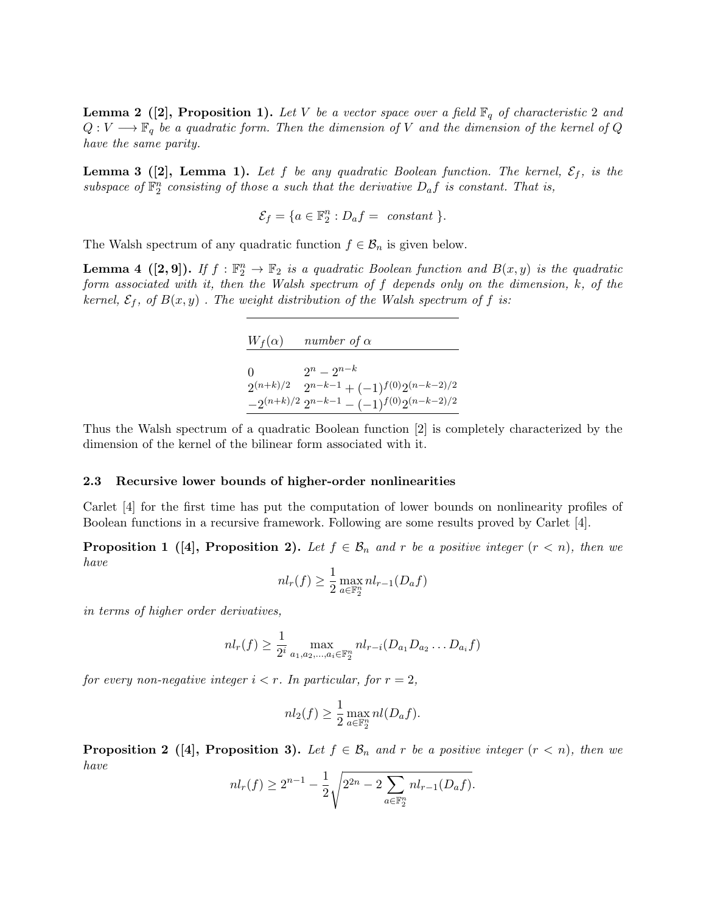**Lemma 2 ([2], Proposition 1).** *Let $V$ be a vector space over a field $\mathbb{F}_q$ of characteristic 2 and $Q : V \longrightarrow \mathbb{F}_q$ be a quadratic form. Then the dimension of $V$ and the dimension of the kernel of $Q$ have the same parity.*

**Lemma 3 ([2], Lemma 1).** *Let $f$ be any quadratic Boolean function. The kernel, $\mathcal{E}_f$, is the subspace of $\mathbb{F}_2^n$ consisting of those $a$ such that the derivative $D_a f$ is constant. That is,*

$$\mathcal{E}_f = \{a \in \mathbb{F}_2^n : D_a f = \text{ constant } \}.$$

The Walsh spectrum of any quadratic function $f \in \mathcal{B}_n$ is given below.

**Lemma 4 ([2, 9]).** *If $f : \mathbb{F}_2^n \to \mathbb{F}_2$ is a quadratic Boolean function and $B(x, y)$ is the quadratic form associated with it, then the Walsh spectrum of $f$ depends only on the dimension, $k$, of the kernel, $\mathcal{E}_f$, of $B(x, y)$ . The weight distribution of the Walsh spectrum of $f$ is:*

| $W_f(\alpha)$ | *number of* $\alpha$ |
|---|---|
| $0$ | $2^n - 2^{n-k}$ |
| $2^{(n+k)/2}$ | $2^{n-k-1} + (-1)^{f(0)} 2^{(n-k-2)/2}$ |
| $-2^{(n+k)/2}$ | $2^{n-k-1} - (-1)^{f(0)} 2^{(n-k-2)/2}$ |

Thus the Walsh spectrum of a quadratic Boolean function [2] is completely characterized by the dimension of the kernel of the bilinear form associated with it.

### 2.3 Recursive lower bounds of higher-order nonlinearities

Carlet [4] for the first time has put the computation of lower bounds on nonlinearity profiles of Boolean functions in a recursive framework. Following are some results proved by Carlet [4].

**Proposition 1 ([4], Proposition 2).** *Let $f \in \mathcal{B}_n$ and $r$ be a positive integer ($r < n$), then we have*

$$nl_r(f) \geq \frac{1}{2} \max_{a \in \mathbb{F}_2^n} nl_{r-1}(D_a f)$$

*in terms of higher order derivatives,*

$$nl_r(f) \geq \frac{1}{2^i} \max_{a_1, a_2, \ldots, a_i \in \mathbb{F}_2^n} nl_{r-i}(D_{a_1} D_{a_2} \ldots D_{a_i} f)$$

*for every non-negative integer $i < r$. In particular, for $r = 2$,*

$$nl_2(f) \geq \frac{1}{2} \max_{a \in \mathbb{F}_2^n} nl(D_a f).$$

**Proposition 2 ([4], Proposition 3).** *Let $f \in \mathcal{B}_n$ and $r$ be a positive integer ($r < n$), then we have*

$$nl_r(f) \geq 2^{n-1} - \frac{1}{2} \sqrt{2^{2n} - 2 \sum_{a \in \mathbb{F}_2^n} nl_{r-1}(D_a f)}.$$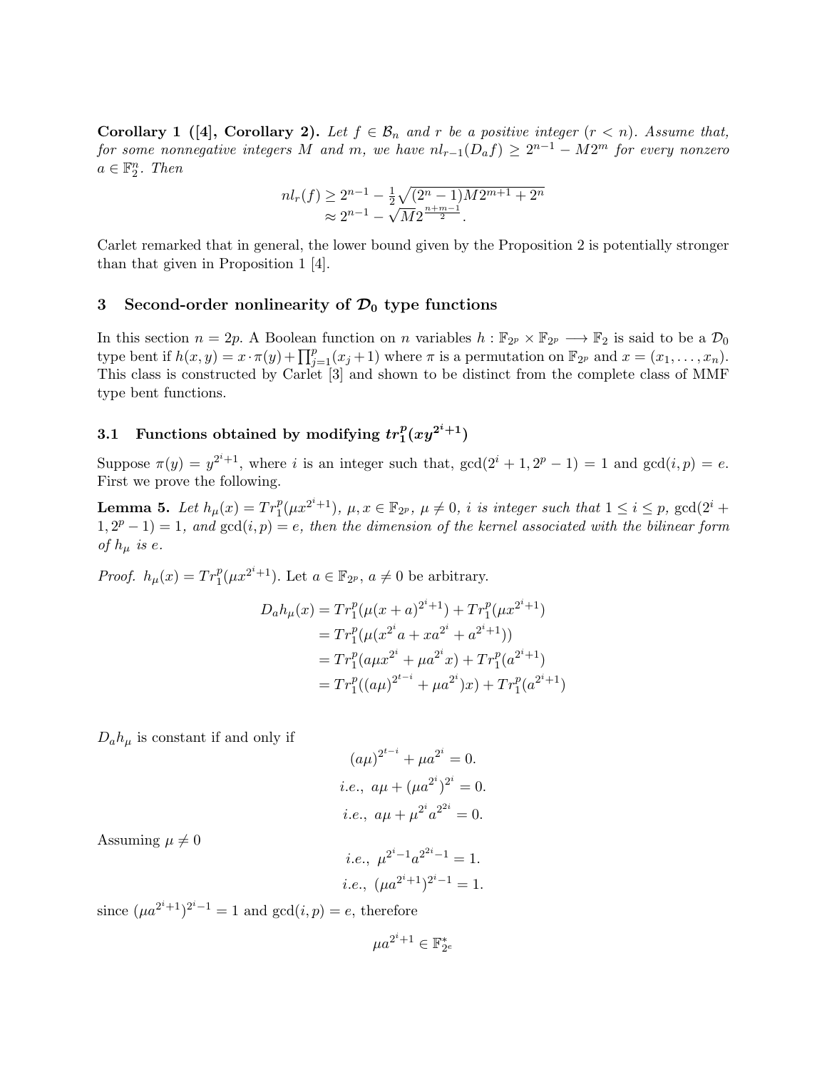**Corollary 1 ([4], Corollary 2).** *Let $f \in \mathcal{B}_n$ and $r$ be a positive integer ($r < n$). Assume that, for some nonnegative integers $M$ and $m$, we have $nl_{r-1}(D_a f) \geq 2^{n-1} - M2^m$ for every nonzero $a \in \mathbb{F}_2^n$. Then*

$$
\begin{aligned}
nl_r(f) &\geq 2^{n-1} - \frac{1}{2}\sqrt{(2^n-1)M2^{m+1} + 2^n} \\
&\approx 2^{n-1} - \sqrt{M}2^{\frac{n+m-1}{2}}.
\end{aligned}
$$

Carlet remarked that in general, the lower bound given by the Proposition 2 is potentially stronger than that given in Proposition 1 [4].

## 3 Second-order nonlinearity of $\mathcal{D}_0$ type functions

In this section $n = 2p$. A Boolean function on $n$ variables $h : \mathbb{F}_{2^p} \times \mathbb{F}_{2^p} \longrightarrow \mathbb{F}_2$ is said to be a $\mathcal{D}_0$ type bent if $h(x, y) = x \cdot \pi(y) + \prod_{j=1}^{p}(x_j + 1)$ where $\pi$ is a permutation on $\mathbb{F}_{2^p}$ and $x = (x_1, \ldots, x_n)$. This class is constructed by Carlet [3] and shown to be distinct from the complete class of MMF type bent functions.

### 3.1 Functions obtained by modifying $tr_1^p(xy^{2^i+1})$

Suppose $\pi(y) = y^{2^i+1}$, where $i$ is an integer such that, $\gcd(2^i + 1, 2^p - 1) = 1$ and $\gcd(i, p) = e$. First we prove the following.

**Lemma 5.** *Let $h_\mu(x) = Tr_1^p(\mu x^{2^i+1})$, $\mu, x \in \mathbb{F}_{2^p}$, $\mu \neq 0$, $i$ is integer such that $1 \leq i \leq p$, $\gcd(2^i + 1, 2^p - 1) = 1$, and $\gcd(i, p) = e$, then the dimension of the kernel associated with the bilinear form of $h_\mu$ is $e$.*

*Proof.* $h_\mu(x) = Tr_1^p(\mu x^{2^i+1})$. Let $a \in \mathbb{F}_{2^p}$, $a \neq 0$ be arbitrary.

$$
\begin{aligned}
D_a h_\mu(x) &= Tr_1^p(\mu(x+a)^{2^i+1}) + Tr_1^p(\mu x^{2^i+1}) \\
&= Tr_1^p(\mu(x^{2^i}a + xa^{2^i} + a^{2^i+1})) \\
&= Tr_1^p(a\mu x^{2^i} + \mu a^{2^i}x) + Tr_1^p(a^{2^i+1}) \\
&= Tr_1^p(((a\mu)^{2^{t-i}} + \mu a^{2^i})x) + Tr_1^p(a^{2^i+1})
\end{aligned}
$$

$D_a h_\mu$ is constant if and only if

$$(a\mu)^{2^{t-i}} + \mu a^{2^i} = 0.$$

$$i.e.,\ a\mu + (\mu a^{2^i})^{2^i} = 0.$$

$$i.e.,\ a\mu + \mu^{2^i}a^{2^{2i}} = 0.$$

Assuming $\mu \neq 0$

$$i.e.,\ \mu^{2^i-1}a^{2^{2i}-1} = 1.$$

$$i.e.,\ (\mu a^{2^i+1})^{2^i-1} = 1.$$

since $(\mu a^{2^i+1})^{2^i-1} = 1$ and $\gcd(i, p) = e$, therefore

$$\mu a^{2^i+1} \in \mathbb{F}_{2^e}^*$$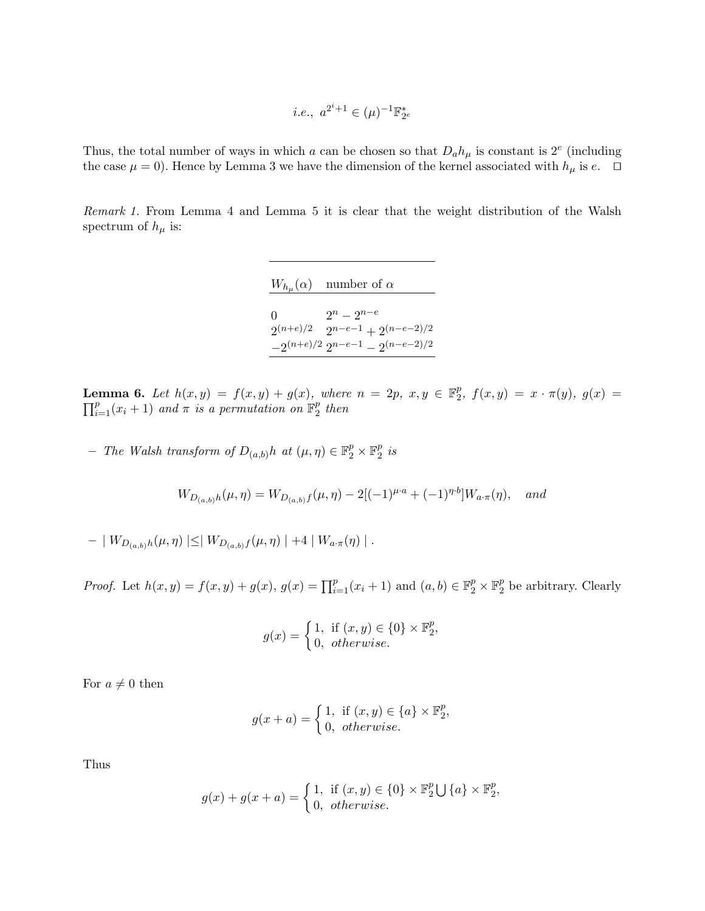$$i.e.,\ a^{2^i+1} \in (\mu)^{-1}\mathbb{F}_{2^e}^*$$

Thus, the total number of ways in which $a$ can be chosen so that $D_a h_\mu$ is constant is $2^e$ (including the case $\mu = 0$). Hence by Lemma 3 we have the dimension of the kernel associated with $h_\mu$ is $e$. $\square$

*Remark 1.* From Lemma 4 and Lemma 5 it is clear that the weight distribution of the Walsh spectrum of $h_\mu$ is:

| $W_{h_\mu}(\alpha)$ | number of $\alpha$ |
|---|---|
| $0$ | $2^n - 2^{n-e}$ |
| $2^{(n+e)/2}$ | $2^{n-e-1} + 2^{(n-e-2)/2}$ |
| $-2^{(n+e)/2}$ | $2^{n-e-1} - 2^{(n-e-2)/2}$ |

**Lemma 6.** *Let $h(x,y) = f(x,y) + g(x)$, where $n = 2p$, $x, y \in \mathbb{F}_2^p$, $f(x,y) = x \cdot \pi(y)$, $g(x) = \prod_{i=1}^p (x_i + 1)$ and $\pi$ is a permutation on $\mathbb{F}_2^p$ then*

- *The Walsh transform of $D_{(a,b)}h$ at $(\mu, \eta) \in \mathbb{F}_2^p \times \mathbb{F}_2^p$ is*

$$W_{D_{(a,b)}h}(\mu,\eta) = W_{D_{(a,b)}f}(\mu,\eta) - 2[(-1)^{\mu\cdot a} + (-1)^{\eta\cdot b}]W_{a\cdot\pi}(\eta), \quad and$$

- $\mid W_{D_{(a,b)}h}(\mu,\eta) \mid \leq \mid W_{D_{(a,b)}f}(\mu,\eta) \mid + 4 \mid W_{a\cdot\pi}(\eta) \mid$ .

*Proof.* Let $h(x,y) = f(x,y) + g(x)$, $g(x) = \prod_{i=1}^p (x_i + 1)$ and $(a,b) \in \mathbb{F}_2^p \times \mathbb{F}_2^p$ be arbitrary. Clearly

$$g(x) = \begin{cases} 1, & \text{if } (x,y) \in \{0\} \times \mathbb{F}_2^p, \\ 0, & otherwise. \end{cases}$$

For $a \neq 0$ then

$$g(x+a) = \begin{cases} 1, & \text{if } (x,y) \in \{a\} \times \mathbb{F}_2^p, \\ 0, & otherwise. \end{cases}$$

Thus

$$g(x) + g(x+a) = \begin{cases} 1, & \text{if } (x,y) \in \{0\} \times \mathbb{F}_2^p \bigcup \{a\} \times \mathbb{F}_2^p, \\ 0, & otherwise. \end{cases}$$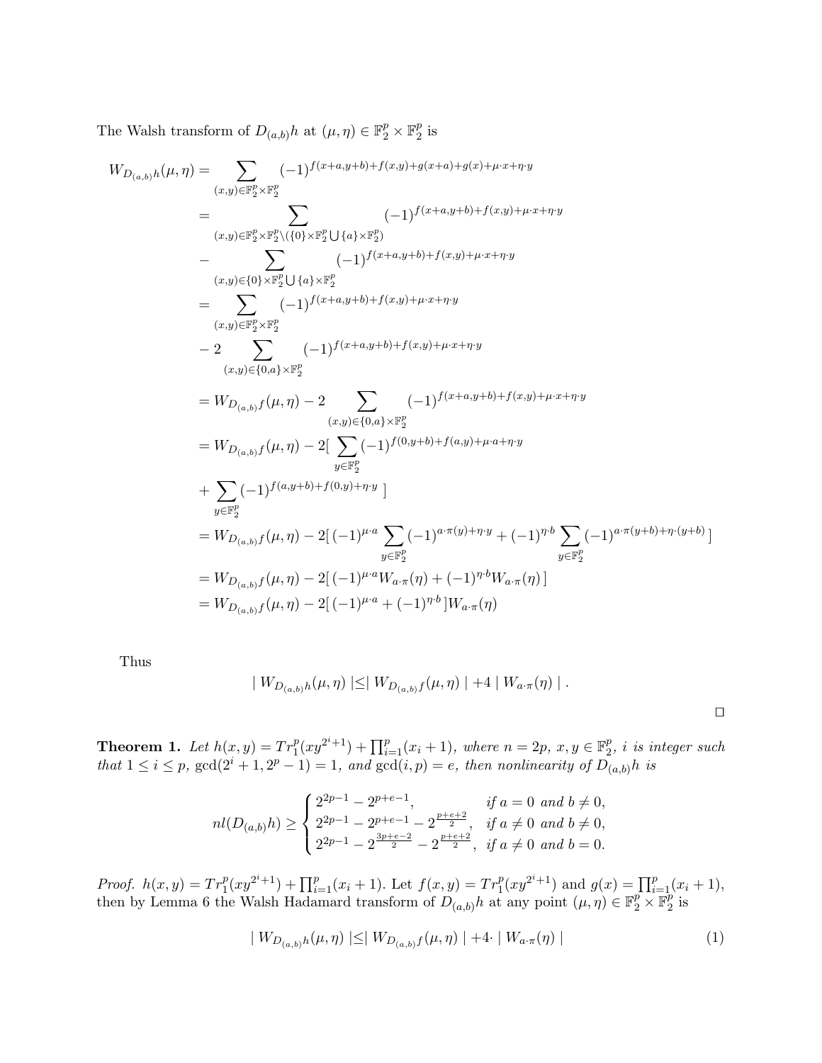The Walsh transform of $D_{(a,b)}h$ at $(\mu, \eta) \in \mathbb{F}_2^p \times \mathbb{F}_2^p$ is

$$
\begin{aligned}
W_{D_{(a,b)}h}(\mu,\eta) &= \sum_{(x,y)\in\mathbb{F}_2^p\times\mathbb{F}_2^p} (-1)^{f(x+a,y+b)+f(x,y)+g(x+a)+g(x)+\mu\cdot x+\eta\cdot y} \\
&= \sum_{(x,y)\in\mathbb{F}_2^p\times\mathbb{F}_2^p\setminus(\{0\}\times\mathbb{F}_2^p\bigcup\{a\}\times\mathbb{F}_2^p)} (-1)^{f(x+a,y+b)+f(x,y)+\mu\cdot x+\eta\cdot y} \\
&- \sum_{(x,y)\in\{0\}\times\mathbb{F}_2^p\bigcup\{a\}\times\mathbb{F}_2^p} (-1)^{f(x+a,y+b)+f(x,y)+\mu\cdot x+\eta\cdot y} \\
&= \sum_{(x,y)\in\mathbb{F}_2^p\times\mathbb{F}_2^p} (-1)^{f(x+a,y+b)+f(x,y)+\mu\cdot x+\eta\cdot y} \\
&- 2\sum_{(x,y)\in\{0,a\}\times\mathbb{F}_2^p} (-1)^{f(x+a,y+b)+f(x,y)+\mu\cdot x+\eta\cdot y} \\
&= W_{D_{(a,b)}f}(\mu,\eta) - 2\sum_{(x,y)\in\{0,a\}\times\mathbb{F}_2^p} (-1)^{f(x+a,y+b)+f(x,y)+\mu\cdot x+\eta\cdot y} \\
&= W_{D_{(a,b)}f}(\mu,\eta) - 2[\sum_{y\in\mathbb{F}_2^p} (-1)^{f(0,y+b)+f(a,y)+\mu\cdot a+\eta\cdot y} \\
&+ \sum_{y\in\mathbb{F}_2^p} (-1)^{f(a,y+b)+f(0,y)+\eta\cdot y}\ ] \\
&= W_{D_{(a,b)}f}(\mu,\eta) - 2[\,(-1)^{\mu\cdot a}\sum_{y\in\mathbb{F}_2^p}(-1)^{a\cdot\pi(y)+\eta\cdot y} + (-1)^{\eta\cdot b}\sum_{y\in\mathbb{F}_2^p}(-1)^{a\cdot\pi(y+b)+\eta\cdot(y+b)}\,] \\
&= W_{D_{(a,b)}f}(\mu,\eta) - 2[\,(-1)^{\mu\cdot a}W_{a\cdot\pi}(\eta) + (-1)^{\eta\cdot b}W_{a\cdot\pi}(\eta)\,] \\
&= W_{D_{(a,b)}f}(\mu,\eta) - 2[\,(-1)^{\mu\cdot a} + (-1)^{\eta\cdot b}\,]W_{a\cdot\pi}(\eta)
\end{aligned}
$$

Thus

$$
|\ W_{D_{(a,b)}h}(\mu,\eta)\ | \leq |\ W_{D_{(a,b)}f}(\mu,\eta)\ | + 4\ |\ W_{a\cdot\pi}(\eta)\ |\ .
$$

□

**Theorem 1.** *Let $h(x,y) = Tr_1^p(xy^{2^i+1}) + \prod_{i=1}^p(x_i+1)$, where $n = 2p$, $x, y \in \mathbb{F}_2^p$, $i$ is integer such that $1 \leq i \leq p$, $\gcd(2^i+1, 2^p-1) = 1$, and $\gcd(i,p) = e$, then nonlinearity of $D_{(a,b)}h$ is*

$$
nl(D_{(a,b)}h) \geq \begin{cases} 2^{2p-1} - 2^{p+e-1}, & \text{if } a = 0 \text{ and } b \neq 0, \\ 2^{2p-1} - 2^{p+e-1} - 2^{\frac{p+e+2}{2}}, & \text{if } a \neq 0 \text{ and } b \neq 0, \\ 2^{2p-1} - 2^{\frac{3p+e-2}{2}} - 2^{\frac{p+e+2}{2}}, & \text{if } a \neq 0 \text{ and } b = 0. \end{cases}
$$

*Proof.* $h(x,y) = Tr_1^p(xy^{2^i+1}) + \prod_{i=1}^p(x_i+1)$. Let $f(x,y) = Tr_1^p(xy^{2^i+1})$ and $g(x) = \prod_{i=1}^p(x_i+1)$, then by Lemma 6 the Walsh Hadamard transform of $D_{(a,b)}h$ at any point $(\mu,\eta) \in \mathbb{F}_2^p \times \mathbb{F}_2^p$ is

$$
|\ W_{D_{(a,b)}h}(\mu,\eta)\ | \leq |\ W_{D_{(a,b)}f}(\mu,\eta)\ | + 4\cdot\ |\ W_{a\cdot\pi}(\eta)\ | \qquad (1)
$$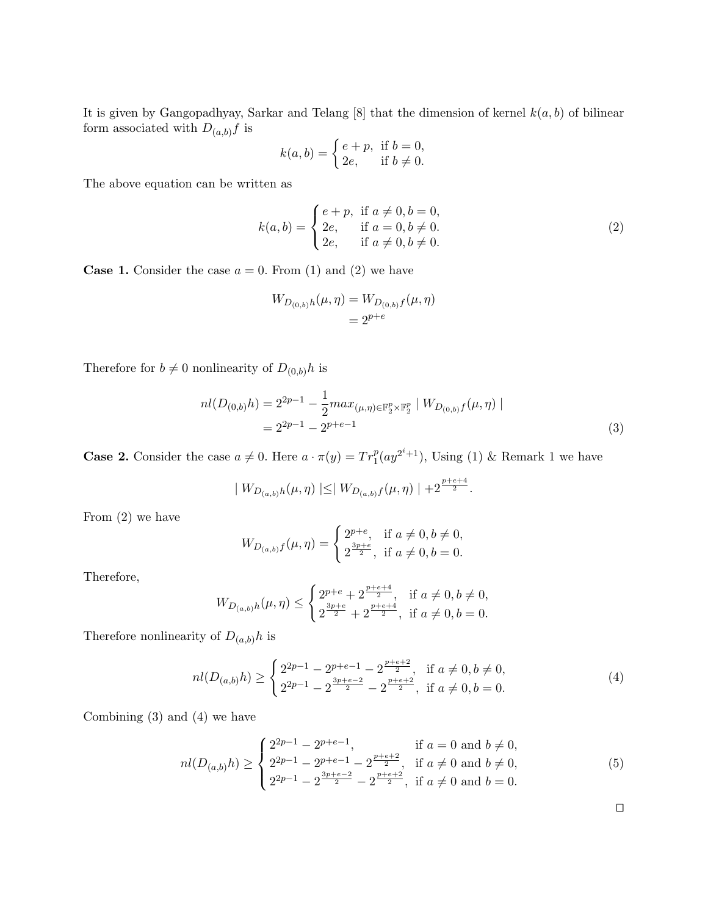It is given by Gangopadhyay, Sarkar and Telang [8] that the dimension of kernel $k(a,b)$ of bilinear form associated with $D_{(a,b)}f$ is

$$k(a,b) = \begin{cases} e+p, & \text{if } b = 0, \\ 2e, & \text{if } b \neq 0. \end{cases}$$

The above equation can be written as

$$k(a,b) = \begin{cases} e+p, & \text{if } a \neq 0, b = 0, \\ 2e, & \text{if } a = 0, b \neq 0. \\ 2e, & \text{if } a \neq 0, b \neq 0. \end{cases} \tag{2}$$

**Case 1.** Consider the case $a = 0$. From (1) and (2) we have

$$\begin{aligned} W_{D_{(0,b)}h}(\mu,\eta) &= W_{D_{(0,b)}f}(\mu,\eta) \\ &= 2^{p+e} \end{aligned}$$

Therefore for $b \neq 0$ nonlinearity of $D_{(0,b)}h$ is

$$\begin{aligned} nl(D_{(0,b)}h) &= 2^{2p-1} - \frac{1}{2} max_{(\mu,\eta)\in \mathbb{F}_2^p \times \mathbb{F}_2^p} \mid W_{D_{(0,b)}f}(\mu,\eta) \mid \\ &= 2^{2p-1} - 2^{p+e-1} \end{aligned} \tag{3}$$

**Case 2.** Consider the case $a \neq 0$. Here $a \cdot \pi(y) = Tr_1^p(ay^{2^i+1})$, Using (1) & Remark 1 we have

$$\mid W_{D_{(a,b)}h}(\mu,\eta) \mid \leq \mid W_{D_{(a,b)}f}(\mu,\eta) \mid + 2^{\frac{p+e+4}{2}}.$$

From (2) we have

$$W_{D_{(a,b)}f}(\mu,\eta) = \begin{cases} 2^{p+e}, & \text{if } a \neq 0, b \neq 0, \\ 2^{\frac{3p+e}{2}}, & \text{if } a \neq 0, b = 0. \end{cases}$$

Therefore,

$$W_{D_{(a,b)}h}(\mu,\eta) \leq \begin{cases} 2^{p+e} + 2^{\frac{p+e+4}{2}}, & \text{if } a \neq 0, b \neq 0, \\ 2^{\frac{3p+e}{2}} + 2^{\frac{p+e+4}{2}}, & \text{if } a \neq 0, b = 0. \end{cases}$$

Therefore nonlinearity of $D_{(a,b)}h$ is

$$nl(D_{(a,b)}h) \geq \begin{cases} 2^{2p-1} - 2^{p+e-1} - 2^{\frac{p+e+2}{2}}, & \text{if } a \neq 0, b \neq 0, \\ 2^{2p-1} - 2^{\frac{3p+e-2}{2}} - 2^{\frac{p+e+2}{2}}, & \text{if } a \neq 0, b = 0. \end{cases} \tag{4}$$

Combining (3) and (4) we have

$$nl(D_{(a,b)}h) \geq \begin{cases} 2^{2p-1} - 2^{p+e-1}, & \text{if } a = 0 \text{ and } b \neq 0, \\ 2^{2p-1} - 2^{p+e-1} - 2^{\frac{p+e+2}{2}}, & \text{if } a \neq 0 \text{ and } b \neq 0, \\ 2^{2p-1} - 2^{\frac{3p+e-2}{2}} - 2^{\frac{p+e+2}{2}}, & \text{if } a \neq 0 \text{ and } b = 0. \end{cases} \tag{5}$$

□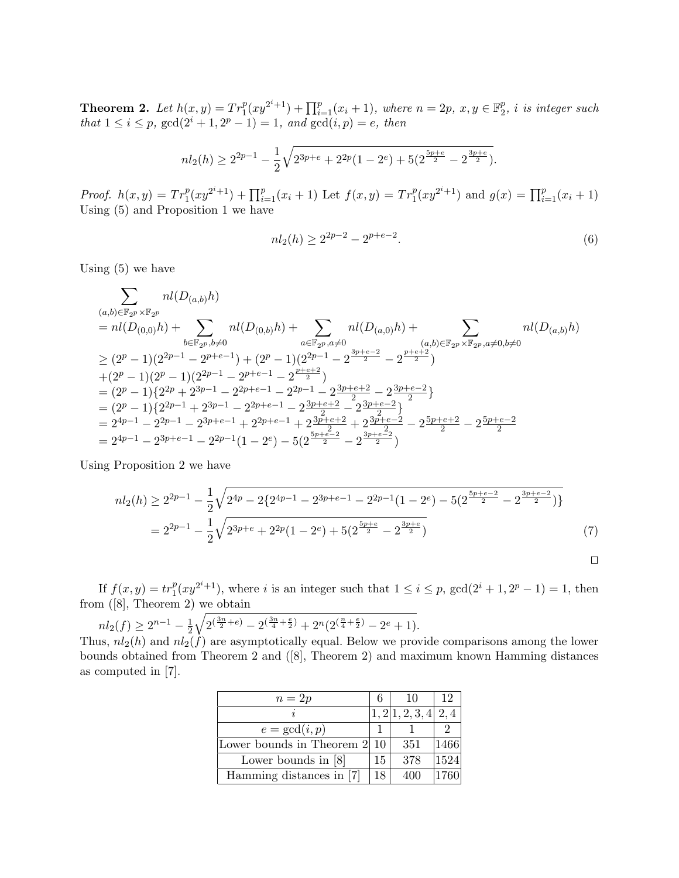**Theorem 2.** *Let $h(x,y) = Tr_1^p(xy^{2^i+1}) + \prod_{i=1}^p (x_i+1)$, where $n = 2p$, $x, y \in \mathbb{F}_2^p$, $i$ is integer such that $1 \le i \le p$, $\gcd(2^i+1, 2^p-1) = 1$, and $\gcd(i,p) = e$, then*

$$nl_2(h) \ge 2^{2p-1} - \frac{1}{2}\sqrt{2^{3p+e} + 2^{2p}(1-2^e) + 5(2^{\frac{5p+e}{2}} - 2^{\frac{3p+e}{2}})}.$$

*Proof.* $h(x,y) = Tr_1^p(xy^{2^i+1}) + \prod_{i=1}^p (x_i+1)$ Let $f(x,y) = Tr_1^p(xy^{2^i+1})$ and $g(x) = \prod_{i=1}^p (x_i+1)$ Using (5) and Proposition 1 we have

$$nl_2(h) \ge 2^{2p-2} - 2^{p+e-2}. \tag{6}$$

Using (5) we have

$$\begin{aligned}
&\sum_{(a,b)\in\mathbb{F}_{2^p}\times\mathbb{F}_{2^p}} nl(D_{(a,b)}h) \\
&= nl(D_{(0,0)}h) + \sum_{b\in\mathbb{F}_{2^p}, b\neq 0} nl(D_{(0,b)}h) + \sum_{a\in\mathbb{F}_{2^p}, a\neq 0} nl(D_{(a,0)}h) + \sum_{(a,b)\in\mathbb{F}_{2^p}\times\mathbb{F}_{2^p}, a\neq 0, b\neq 0} nl(D_{(a,b)}h) \\
&\ge (2^p-1)(2^{2p-1} - 2^{p+e-1}) + (2^p-1)(2^{2p-1} - 2^{\frac{3p+e-2}{2}} - 2^{\frac{p+e+2}{2}}) \\
&+ (2^p-1)(2^p-1)(2^{2p-1} - 2^{p+e-1} - 2^{\frac{p+e+2}{2}}) \\
&= (2^p-1)\{2^{2p} + 2^{3p-1} - 2^{2p+e-1} - 2^{2p-1} - 2^{\frac{3p+e+2}{2}} - 2^{\frac{3p+e-2}{2}}\} \\
&= (2^p-1)\{2^{2p-1} + 2^{3p-1} - 2^{2p+e-1} - 2^{\frac{3p+e+2}{2}} - 2^{\frac{3p+e-2}{2}}\} \\
&= 2^{4p-1} - 2^{2p-1} - 2^{3p+e-1} + 2^{2p+e-1} + 2^{\frac{3p+e+2}{2}} + 2^{\frac{3p+e-2}{2}} - 2^{\frac{5p+e+2}{2}} - 2^{\frac{5p+e-2}{2}} \\
&= 2^{4p-1} - 2^{3p+e-1} - 2^{2p-1}(1-2^e) - 5(2^{\frac{5p+e-2}{2}} - 2^{\frac{3p+e-2}{2}})
\end{aligned}$$

Using Proposition 2 we have

$$\begin{aligned}
nl_2(h) &\ge 2^{2p-1} - \frac{1}{2}\sqrt{2^{4p} - 2\{2^{4p-1} - 2^{3p+e-1} - 2^{2p-1}(1-2^e) - 5(2^{\frac{5p+e-2}{2}} - 2^{\frac{3p+e-2}{2}})\}} \\
&= 2^{2p-1} - \frac{1}{2}\sqrt{2^{3p+e} + 2^{2p}(1-2^e) + 5(2^{\frac{5p+e}{2}} - 2^{\frac{3p+e}{2}})} \qquad (7)
\end{aligned}$$

$\square$

If $f(x,y) = tr_1^p(xy^{2^i+1})$, where $i$ is an integer such that $1 \le i \le p$, $\gcd(2^i+1, 2^p-1) = 1$, then from ([8], Theorem 2) we obtain

$nl_2(f) \ge 2^{n-1} - \frac{1}{2}\sqrt{2^{(\frac{3n}{2}+e)} - 2^{(\frac{3n}{4}+\frac{e}{2})} + 2^n(2^{(\frac{n}{4}+\frac{e}{2})} - 2^e + 1)}$.

Thus, $nl_2(h)$ and $nl_2(f)$ are asymptotically equal. Below we provide comparisons among the lower bounds obtained from Theorem 2 and ([8], Theorem 2) and maximum known Hamming distances as computed in [7].

| $n = 2p$ | 6 | 10 | 12 |
|---|---|---|---|
| $i$ | 1, 2 | 1, 2, 3, 4 | 2, 4 |
| $e = \gcd(i,p)$ | 1 | 1 | 2 |
| Lower bounds in Theorem 2 | 10 | 351 | 1466 |
| Lower bounds in [8] | 15 | 378 | 1524 |
| Hamming distances in [7] | 18 | 400 | 1760 |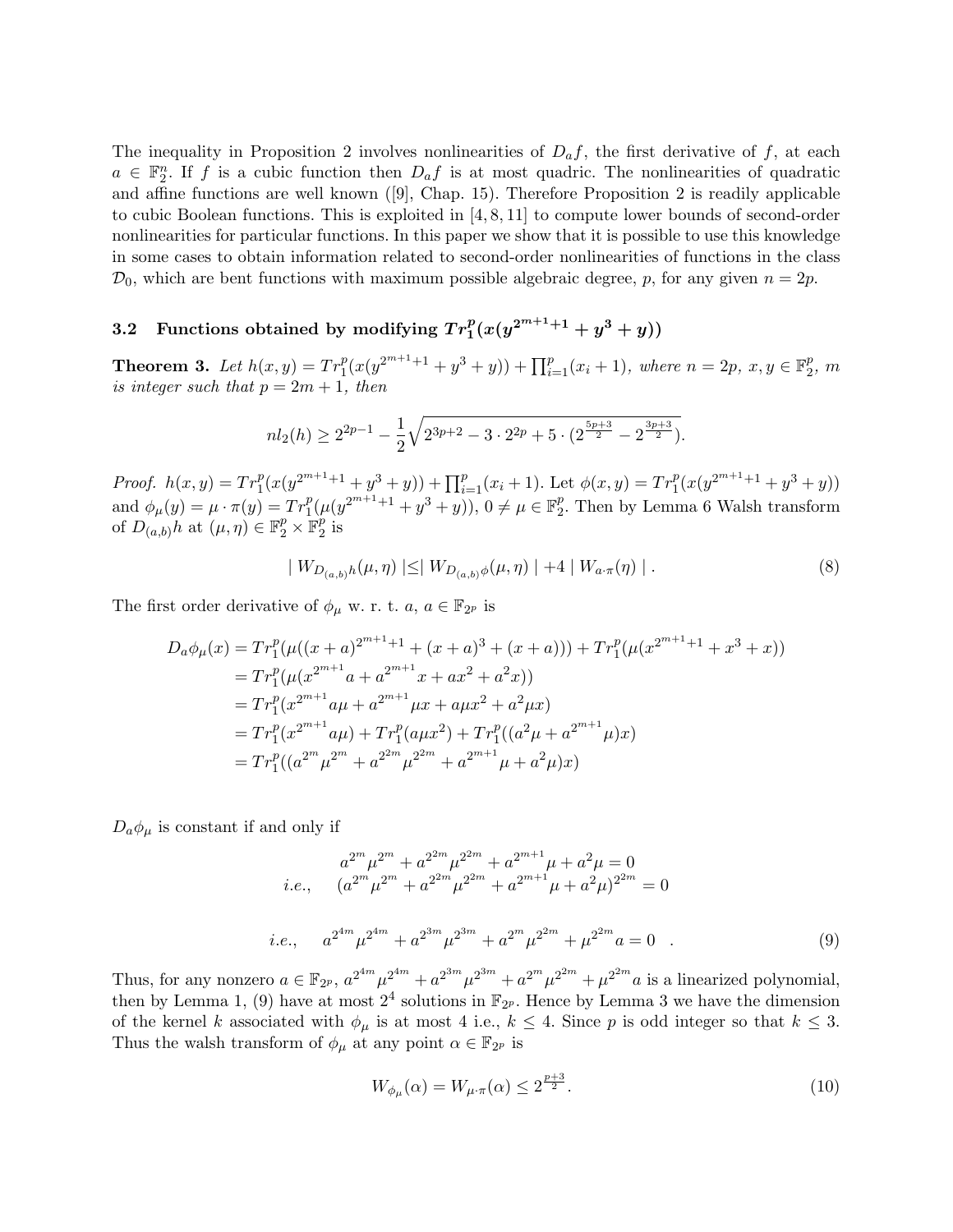The inequality in Proposition 2 involves nonlinearities of $D_a f$, the first derivative of $f$, at each $a \in \mathbb{F}_2^n$. If $f$ is a cubic function then $D_a f$ is at most quadric. The nonlinearities of quadratic and affine functions are well known ([9], Chap. 15). Therefore Proposition 2 is readily applicable to cubic Boolean functions. This is exploited in [4, 8, 11] to compute lower bounds of second-order nonlinearities for particular functions. In this paper we show that it is possible to use this knowledge in some cases to obtain information related to second-order nonlinearities of functions in the class $\mathcal{D}_0$, which are bent functions with maximum possible algebraic degree, $p$, for any given $n = 2p$.

### 3.2 Functions obtained by modifying $Tr_1^p(x(y^{2^{m+1}+1} + y^3 + y))$

**Theorem 3.** *Let $h(x, y) = Tr_1^p(x(y^{2^{m+1}+1} + y^3 + y)) + \prod_{i=1}^p (x_i + 1)$, where $n = 2p$, $x, y \in \mathbb{F}_2^p$, $m$ is integer such that $p = 2m + 1$, then*

$$nl_2(h) \geq 2^{2p-1} - \frac{1}{2}\sqrt{2^{3p+2} - 3 \cdot 2^{2p} + 5 \cdot (2^{\frac{5p+3}{2}} - 2^{\frac{3p+3}{2}})}.$$

*Proof.* $h(x, y) = Tr_1^p(x(y^{2^{m+1}+1} + y^3 + y)) + \prod_{i=1}^p (x_i + 1)$. Let $\phi(x, y) = Tr_1^p(x(y^{2^{m+1}+1} + y^3 + y))$ and $\phi_\mu(y) = \mu \cdot \pi(y) = Tr_1^p(\mu(y^{2^{m+1}+1} + y^3 + y))$, $0 \neq \mu \in \mathbb{F}_2^p$. Then by Lemma 6 Walsh transform of $D_{(a,b)}h$ at $(\mu, \eta) \in \mathbb{F}_2^p \times \mathbb{F}_2^p$ is

$$|\, W_{D_{(a,b)}h}(\mu, \eta) \,| \leq |\, W_{D_{(a,b)}\phi}(\mu, \eta) \,| + 4 \,|\, W_{a \cdot \pi}(\eta) \,| \,. \tag{8}$$

The first order derivative of $\phi_\mu$ w. r. t. $a$, $a \in \mathbb{F}_{2^p}$ is

$$\begin{aligned}
D_a \phi_\mu(x) &= Tr_1^p(\mu((x + a)^{2^{m+1}+1} + (x + a)^3 + (x + a))) + Tr_1^p(\mu(x^{2^{m+1}+1} + x^3 + x)) \\
&= Tr_1^p(\mu(x^{2^{m+1}} a + a^{2^{m+1}} x + ax^2 + a^2 x)) \\
&= Tr_1^p(x^{2^{m+1}} a\mu + a^{2^{m+1}} \mu x + a\mu x^2 + a^2 \mu x) \\
&= Tr_1^p(x^{2^{m+1}} a\mu) + Tr_1^p(a\mu x^2) + Tr_1^p((a^2 \mu + a^{2^{m+1}} \mu)x) \\
&= Tr_1^p((a^{2^m} \mu^{2^m} + a^{2^{2m}} \mu^{2^{2m}} + a^{2^{m+1}} \mu + a^2 \mu)x)
\end{aligned}$$

$D_a \phi_\mu$ is constant if and only if

$$\begin{aligned}
&a^{2^m} \mu^{2^m} + a^{2^{2m}} \mu^{2^{2m}} + a^{2^{m+1}} \mu + a^2 \mu = 0 \\
i.e., \quad &(a^{2^m} \mu^{2^m} + a^{2^{2m}} \mu^{2^{2m}} + a^{2^{m+1}} \mu + a^2 \mu)^{2^{2m}} = 0
\end{aligned}$$

$$i.e., \quad a^{2^{4m}} \mu^{2^{4m}} + a^{2^{3m}} \mu^{2^{3m}} + a^{2^m} \mu^{2^{2m}} + \mu^{2^{2m}} a = 0 \quad . \tag{9}$$

Thus, for any nonzero $a \in \mathbb{F}_{2^p}$, $a^{2^{4m}} \mu^{2^{4m}} + a^{2^{3m}} \mu^{2^{3m}} + a^{2^m} \mu^{2^{2m}} + \mu^{2^{2m}} a$ is a linearized polynomial, then by Lemma 1, (9) have at most $2^4$ solutions in $\mathbb{F}_{2^p}$. Hence by Lemma 3 we have the dimension of the kernel $k$ associated with $\phi_\mu$ is at most 4 i.e., $k \leq 4$. Since $p$ is odd integer so that $k \leq 3$. Thus the walsh transform of $\phi_\mu$ at any point $\alpha \in \mathbb{F}_{2^p}$ is

$$W_{\phi_\mu}(\alpha) = W_{\mu \cdot \pi}(\alpha) \leq 2^{\frac{p+3}{2}}. \tag{10}$$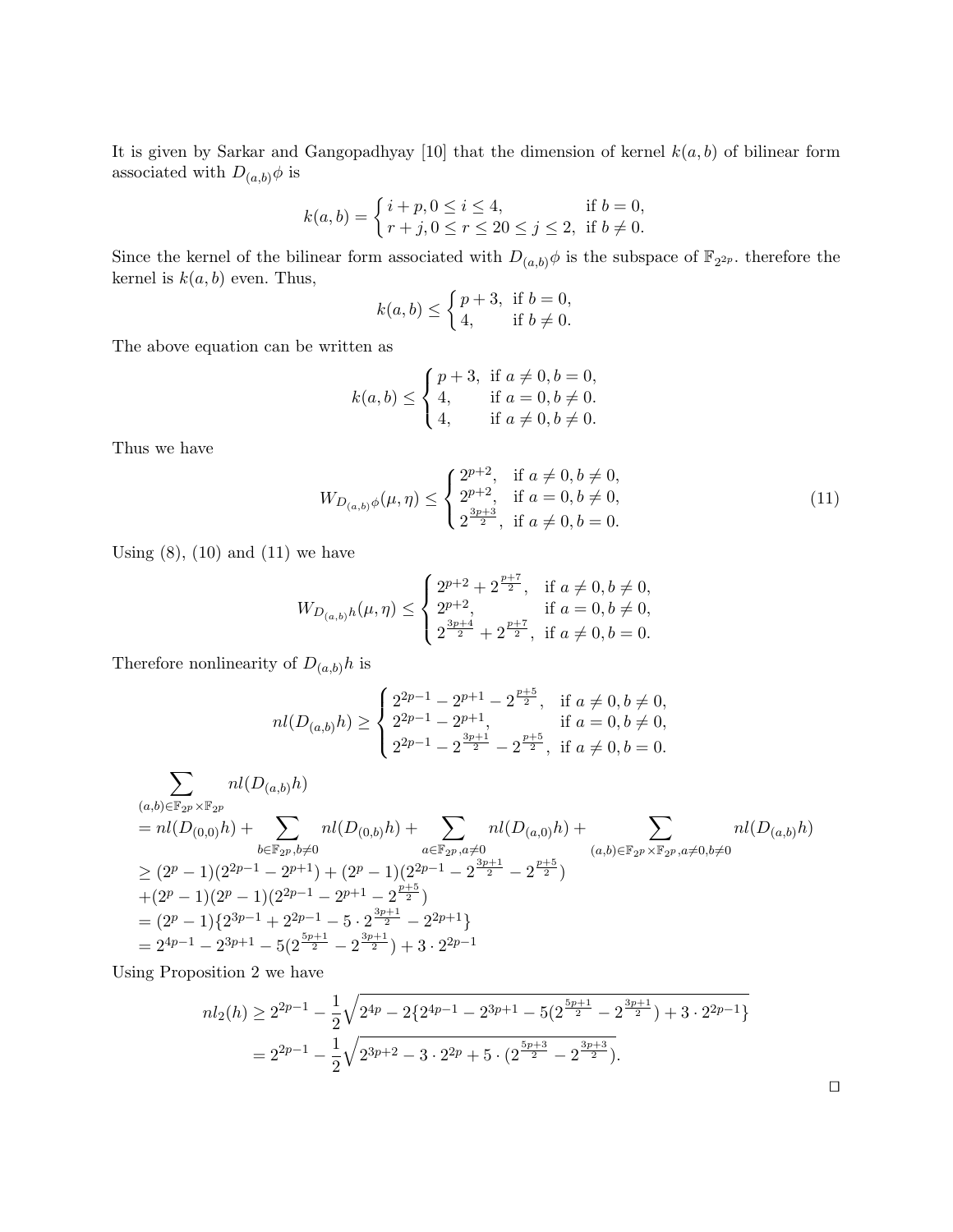It is given by Sarkar and Gangopadhyay [10] that the dimension of kernel $k(a,b)$ of bilinear form associated with $D_{(a,b)}\phi$ is

$$k(a,b) = \begin{cases} i+p, 0 \leq i \leq 4, & \text{if } b = 0, \\ r+j, 0 \leq r \leq 20 \leq j \leq 2, & \text{if } b \neq 0. \end{cases}$$

Since the kernel of the bilinear form associated with $D_{(a,b)}\phi$ is the subspace of $\mathbb{F}_{2^{2p}}$. therefore the kernel is $k(a,b)$ even. Thus,

$$k(a,b) \leq \begin{cases} p+3, & \text{if } b = 0, \\ 4, & \text{if } b \neq 0. \end{cases}$$

The above equation can be written as

$$k(a,b) \leq \begin{cases} p+3, & \text{if } a \neq 0, b = 0, \\ 4, & \text{if } a = 0, b \neq 0. \\ 4, & \text{if } a \neq 0, b \neq 0. \end{cases}$$

Thus we have

$$W_{D_{(a,b)}\phi}(\mu,\eta) \leq \begin{cases} 2^{p+2}, & \text{if } a \neq 0, b \neq 0, \\ 2^{p+2}, & \text{if } a = 0, b \neq 0, \\ 2^{\frac{3p+3}{2}}, & \text{if } a \neq 0, b = 0. \end{cases} \tag{11}$$

Using (8), (10) and (11) we have

$$W_{D_{(a,b)}h}(\mu,\eta) \leq \begin{cases} 2^{p+2} + 2^{\frac{p+7}{2}}, & \text{if } a \neq 0, b \neq 0, \\ 2^{p+2}, & \text{if } a = 0, b \neq 0, \\ 2^{\frac{3p+4}{2}} + 2^{\frac{p+7}{2}}, & \text{if } a \neq 0, b = 0. \end{cases}$$

Therefore nonlinearity of $D_{(a,b)}h$ is

$$nl(D_{(a,b)}h) \geq \begin{cases} 2^{2p-1} - 2^{p+1} - 2^{\frac{p+5}{2}}, & \text{if } a \neq 0, b \neq 0, \\ 2^{2p-1} - 2^{p+1}, & \text{if } a = 0, b \neq 0, \\ 2^{2p-1} - 2^{\frac{3p+1}{2}} - 2^{\frac{p+5}{2}}, & \text{if } a \neq 0, b = 0. \end{cases}$$

$$\begin{aligned}
&\sum_{(a,b)\in\mathbb{F}_{2^p}\times\mathbb{F}_{2^p}} nl(D_{(a,b)}h) \\
&= nl(D_{(0,0)}h) + \sum_{b\in\mathbb{F}_{2^p}, b\neq 0} nl(D_{(0,b)}h) + \sum_{a\in\mathbb{F}_{2^p}, a\neq 0} nl(D_{(a,0)}h) + \sum_{(a,b)\in\mathbb{F}_{2^p}\times\mathbb{F}_{2^p}, a\neq 0, b\neq 0} nl(D_{(a,b)}h) \\
&\geq (2^p-1)(2^{2p-1} - 2^{p+1}) + (2^p-1)(2^{2p-1} - 2^{\frac{3p+1}{2}} - 2^{\frac{p+5}{2}}) \\
&+ (2^p-1)(2^p-1)(2^{2p-1} - 2^{p+1} - 2^{\frac{p+5}{2}}) \\
&= (2^p-1)\{2^{3p-1} + 2^{2p-1} - 5\cdot 2^{\frac{3p+1}{2}} - 2^{2p+1}\} \\
&= 2^{4p-1} - 2^{3p+1} - 5(2^{\frac{5p+1}{2}} - 2^{\frac{3p+1}{2}}) + 3\cdot 2^{2p-1}
\end{aligned}$$

Using Proposition 2 we have

$$\begin{aligned}
nl_2(h) &\geq 2^{2p-1} - \frac{1}{2}\sqrt{2^{4p} - 2\{2^{4p-1} - 2^{3p+1} - 5(2^{\frac{5p+1}{2}} - 2^{\frac{3p+1}{2}}) + 3\cdot 2^{2p-1}\}} \\
&= 2^{2p-1} - \frac{1}{2}\sqrt{2^{3p+2} - 3\cdot 2^{2p} + 5\cdot(2^{\frac{5p+3}{2}} - 2^{\frac{3p+3}{2}})}.
\end{aligned}$$

□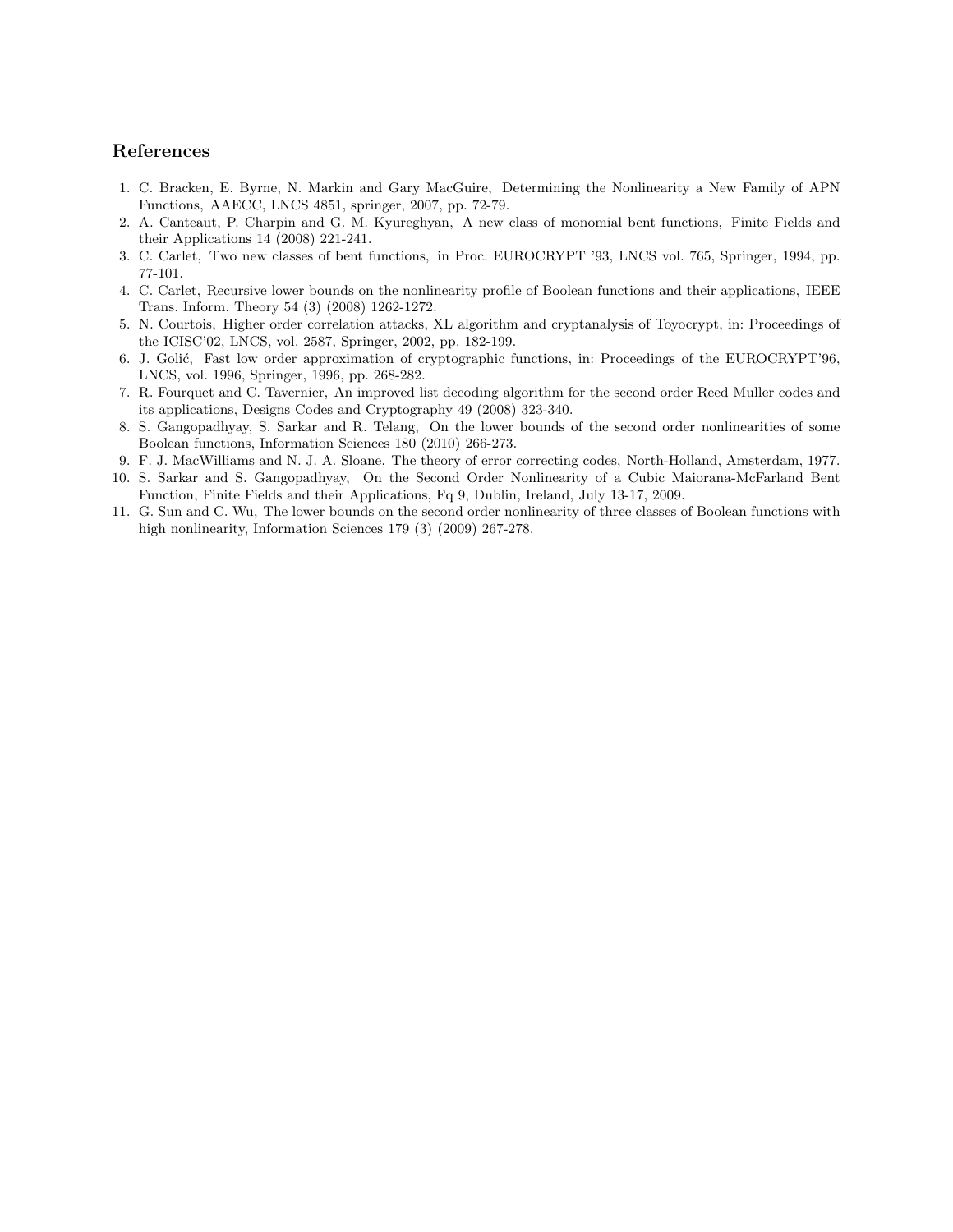## References

1. C. Bracken, E. Byrne, N. Markin and Gary MacGuire, Determining the Nonlinearity a New Family of APN Functions, AAECC, LNCS 4851, springer, 2007, pp. 72-79.
2. A. Canteaut, P. Charpin and G. M. Kyureghyan, A new class of monomial bent functions, Finite Fields and their Applications 14 (2008) 221-241.
3. C. Carlet, Two new classes of bent functions, in Proc. EUROCRYPT '93, LNCS vol. 765, Springer, 1994, pp. 77-101.
4. C. Carlet, Recursive lower bounds on the nonlinearity profile of Boolean functions and their applications, IEEE Trans. Inform. Theory 54 (3) (2008) 1262-1272.
5. N. Courtois, Higher order correlation attacks, XL algorithm and cryptanalysis of Toyocrypt, in: Proceedings of the ICISC'02, LNCS, vol. 2587, Springer, 2002, pp. 182-199.
6. J. Golić, Fast low order approximation of cryptographic functions, in: Proceedings of the EUROCRYPT'96, LNCS, vol. 1996, Springer, 1996, pp. 268-282.
7. R. Fourquet and C. Tavernier, An improved list decoding algorithm for the second order Reed Muller codes and its applications, Designs Codes and Cryptography 49 (2008) 323-340.
8. S. Gangopadhyay, S. Sarkar and R. Telang, On the lower bounds of the second order nonlinearities of some Boolean functions, Information Sciences 180 (2010) 266-273.
9. F. J. MacWilliams and N. J. A. Sloane, The theory of error correcting codes, North-Holland, Amsterdam, 1977.
10. S. Sarkar and S. Gangopadhyay, On the Second Order Nonlinearity of a Cubic Maiorana-McFarland Bent Function, Finite Fields and their Applications, Fq 9, Dublin, Ireland, July 13-17, 2009.
11. G. Sun and C. Wu, The lower bounds on the second order nonlinearity of three classes of Boolean functions with high nonlinearity, Information Sciences 179 (3) (2009) 267-278.